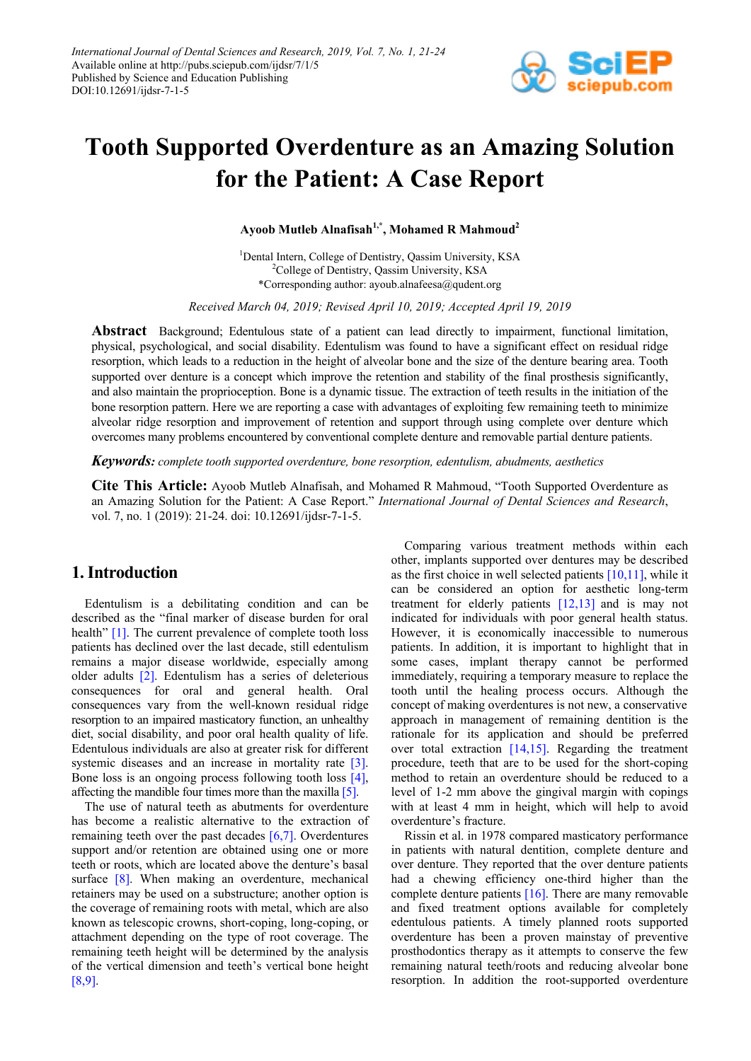# Tooth Supported Overdenture as an Amazing Solution for the Patient: A Case Report

**Ayoob Mutleb Alnafisah[1,*], Mohamed R Mahmoud[2]**

[1]Dental Intern, College of Dentistry, Qassim University, KSA
[2]College of Dentistry, Qassim University, KSA
*Corresponding author: ayoub.alnafeesa@qudent.org

*Received March 04, 2019; Revised April 10, 2019; Accepted April 19, 2019*

**Abstract** Background; Edentulous state of a patient can lead directly to impairment, functional limitation, physical, psychological, and social disability. Edentulism was found to have a significant effect on residual ridge resorption, which leads to a reduction in the height of alveolar bone and the size of the denture bearing area. Tooth supported over denture is a concept which improve the retention and stability of the final prosthesis significantly, and also maintain the proprioception. Bone is a dynamic tissue. The extraction of teeth results in the initiation of the bone resorption pattern. Here we are reporting a case with advantages of exploiting few remaining teeth to minimize alveolar ridge resorption and improvement of retention and support through using complete over denture which overcomes many problems encountered by conventional complete denture and removable partial denture patients.

***Keywords:*** *complete tooth supported overdenture, bone resorption, edentulism, abudments, aesthetics*

**Cite This Article:** Ayoob Mutleb Alnafisah, and Mohamed R Mahmoud, "Tooth Supported Overdenture as an Amazing Solution for the Patient: A Case Report." *International Journal of Dental Sciences and Research*, vol. 7, no. 1 (2019): 21-24. doi: 10.12691/ijdsr-7-1-5.

## 1. Introduction

Edentulism is a debilitating condition and can be described as the "final marker of disease burden for oral health" [1]. The current prevalence of complete tooth loss patients has declined over the last decade, still edentulism remains a major disease worldwide, especially among older adults [2]. Edentulism has a series of deleterious consequences for oral and general health. Oral consequences vary from the well-known residual ridge resorption to an impaired masticatory function, an unhealthy diet, social disability, and poor oral health quality of life. Edentulous individuals are also at greater risk for different systemic diseases and an increase in mortality rate [3]. Bone loss is an ongoing process following tooth loss [4], affecting the mandible four times more than the maxilla [5].

The use of natural teeth as abutments for overdenture has become a realistic alternative to the extraction of remaining teeth over the past decades [6,7]. Overdentures support and/or retention are obtained using one or more teeth or roots, which are located above the denture's basal surface [8]. When making an overdenture, mechanical retainers may be used on a substructure; another option is the coverage of remaining roots with metal, which are also known as telescopic crowns, short-coping, long-coping, or attachment depending on the type of root coverage. The remaining teeth height will be determined by the analysis of the vertical dimension and teeth's vertical bone height [8,9].

Comparing various treatment methods within each other, implants supported over dentures may be described as the first choice in well selected patients [10,11], while it can be considered an option for aesthetic long-term treatment for elderly patients [12,13] and is may not indicated for individuals with poor general health status. However, it is economically inaccessible to numerous patients. In addition, it is important to highlight that in some cases, implant therapy cannot be performed immediately, requiring a temporary measure to replace the tooth until the healing process occurs. Although the concept of making overdentures is not new, a conservative approach in management of remaining dentition is the rationale for its application and should be preferred over total extraction [14,15]. Regarding the treatment procedure, teeth that are to be used for the short-coping method to retain an overdenture should be reduced to a level of 1-2 mm above the gingival margin with copings with at least 4 mm in height, which will help to avoid overdenture's fracture.

Rissin et al. in 1978 compared masticatory performance in patients with natural dentition, complete denture and over denture. They reported that the over denture patients had a chewing efficiency one-third higher than the complete denture patients [16]. There are many removable and fixed treatment options available for completely edentulous patients. A timely planned roots supported overdenture has been a proven mainstay of preventive prosthodontics therapy as it attempts to conserve the few remaining natural teeth/roots and reducing alveolar bone resorption. In addition the root-supported overdenture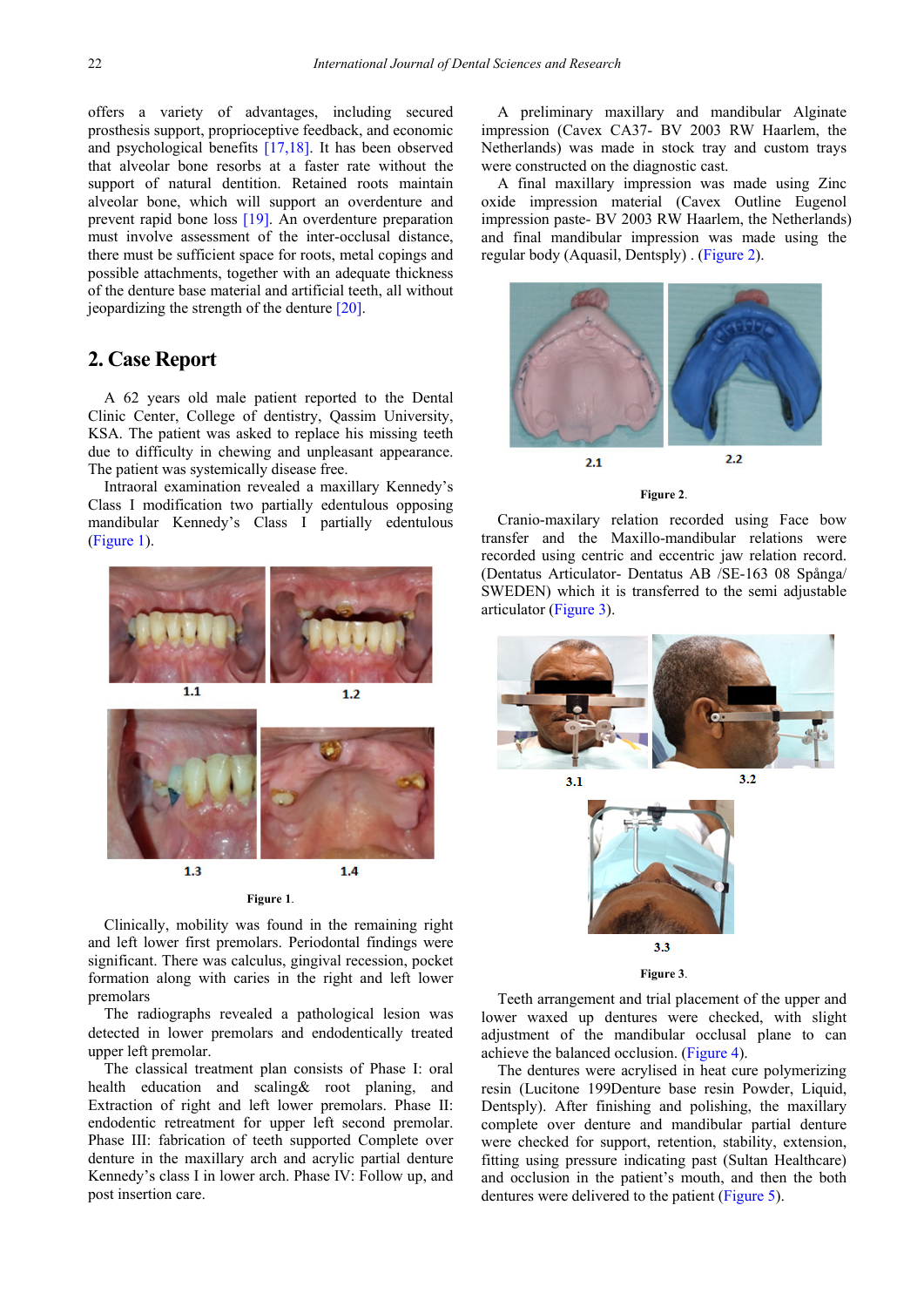offers a variety of advantages, including secured prosthesis support, proprioceptive feedback, and economic and psychological benefits [17,18]. It has been observed that alveolar bone resorbs at a faster rate without the support of natural dentition. Retained roots maintain alveolar bone, which will support an overdenture and prevent rapid bone loss [19]. An overdenture preparation must involve assessment of the inter-occlusal distance, there must be sufficient space for roots, metal copings and possible attachments, together with an adequate thickness of the denture base material and artificial teeth, all without jeopardizing the strength of the denture [20].

## 2. Case Report

A 62 years old male patient reported to the Dental Clinic Center, College of dentistry, Qassim University, KSA. The patient was asked to replace his missing teeth due to difficulty in chewing and unpleasant appearance. The patient was systemically disease free.

Intraoral examination revealed a maxillary Kennedy's Class I modification two partially edentulous opposing mandibular Kennedy's Class I partially edentulous (Figure 1).

1.1 1.2 1.3 1.4

**Figure 1**.

Clinically, mobility was found in the remaining right and left lower first premolars. Periodontal findings were significant. There was calculus, gingival recession, pocket formation along with caries in the right and left lower premolars

The radiographs revealed a pathological lesion was detected in lower premolars and endodontically treated upper left premolar.

The classical treatment plan consists of Phase I: oral health education and scaling& root planing, and Extraction of right and left lower premolars. Phase II: endodontic retreatment for upper left second premolar. Phase III: fabrication of teeth supported Complete over denture in the maxillary arch and acrylic partial denture Kennedy's class I in lower arch. Phase IV: Follow up, and post insertion care.

A preliminary maxillary and mandibular Alginate impression (Cavex CA37- BV 2003 RW Haarlem, the Netherlands) was made in stock tray and custom trays were constructed on the diagnostic cast.

A final maxillary impression was made using Zinc oxide impression material (Cavex Outline Eugenol impression paste- BV 2003 RW Haarlem, the Netherlands) and final mandibular impression was made using the regular body (Aquasil, Dentsply) . (Figure 2).

2.1 2.2

**Figure 2**.

Cranio-maxillary relation recorded using Face bow transfer and the Maxillo-mandibular relations were recorded using centric and eccentric jaw relation record. (Dentatus Articulator- Dentatus AB /SE-163 08 Spånga/ SWEDEN) which it is transferred to the semi adjustable articulator (Figure 3).

3.1 3.2 3.3

**Figure 3**.

Teeth arrangement and trial placement of the upper and lower waxed up dentures were checked, with slight adjustment of the mandibular occlusal plane to can achieve the balanced occlusion. (Figure 4).

The dentures were acrylised in heat cure polymerizing resin (Lucitone 199Denture base resin Powder, Liquid, Dentsply). After finishing and polishing, the maxillary complete over denture and mandibular partial denture were checked for support, retention, stability, extension, fitting using pressure indicating past (Sultan Healthcare) and occlusion in the patient's mouth, and then the both dentures were delivered to the patient (Figure 5).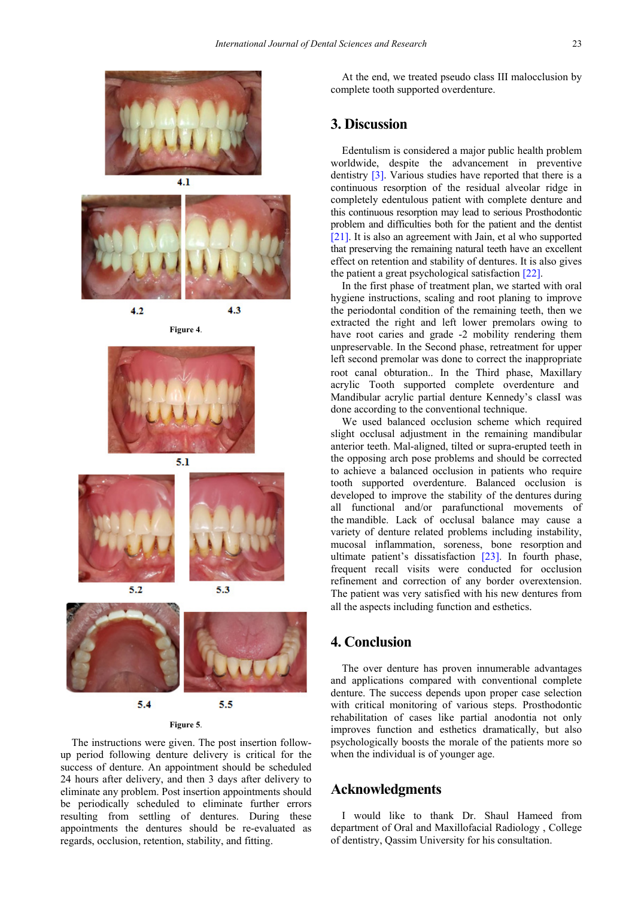4.1

4.2 4.3

Figure 4.

5.1

5.2 5.3

5.4 5.5

Figure 5.

The instructions were given. The post insertion follow-up period following denture delivery is critical for the success of denture. An appointment should be scheduled 24 hours after delivery, and then 3 days after delivery to eliminate any problem. Post insertion appointments should be periodically scheduled to eliminate further errors resulting from settling of dentures. During these appointments the dentures should be re-evaluated as regards, occlusion, retention, stability, and fitting.

At the end, we treated pseudo class III malocclusion by complete tooth supported overdenture.

## 3. Discussion

Edentulism is considered a major public health problem worldwide, despite the advancement in preventive dentistry [3]. Various studies have reported that there is a continuous resorption of the residual alveolar ridge in completely edentulous patient with complete denture and this continuous resorption may lead to serious Prosthodontic problem and difficulties both for the patient and the dentist [21]. It is also an agreement with Jain, et al who supported that preserving the remaining natural teeth have an excellent effect on retention and stability of dentures. It is also gives the patient a great psychological satisfaction [22].

In the first phase of treatment plan, we started with oral hygiene instructions, scaling and root planing to improve the periodontal condition of the remaining teeth, then we extracted the right and left lower premolars owing to have root caries and grade -2 mobility rendering them unpreservable. In the Second phase, retreatment for upper left second premolar was done to correct the inappropriate root canal obturation.. In the Third phase, Maxillary acrylic Tooth supported complete overdenture and Mandibular acrylic partial denture Kennedy's classI was done according to the conventional technique.

We used balanced occlusion scheme which required slight occlusal adjustment in the remaining mandibular anterior teeth. Mal-aligned, tilted or supra-erupted teeth in the opposing arch pose problems and should be corrected to achieve a balanced occlusion in patients who require tooth supported overdenture. Balanced occlusion is developed to improve the stability of the dentures during all functional and/or parafunctional movements of the mandible. Lack of occlusal balance may cause a variety of denture related problems including instability, mucosal inflammation, soreness, bone resorption and ultimate patient's dissatisfaction [23]. In fourth phase, frequent recall visits were conducted for occlusion refinement and correction of any border overextension. The patient was very satisfied with his new dentures from all the aspects including function and esthetics.

## 4. Conclusion

The over denture has proven innumerable advantages and applications compared with conventional complete denture. The success depends upon proper case selection with critical monitoring of various steps. Prosthodontic rehabilitation of cases like partial anodontia not only improves function and esthetics dramatically, but also psychologically boosts the morale of the patients more so when the individual is of younger age.

## Acknowledgments

I would like to thank Dr. Shaul Hameed from department of Oral and Maxillofacial Radiology , College of dentistry, Qassim University for his consultation.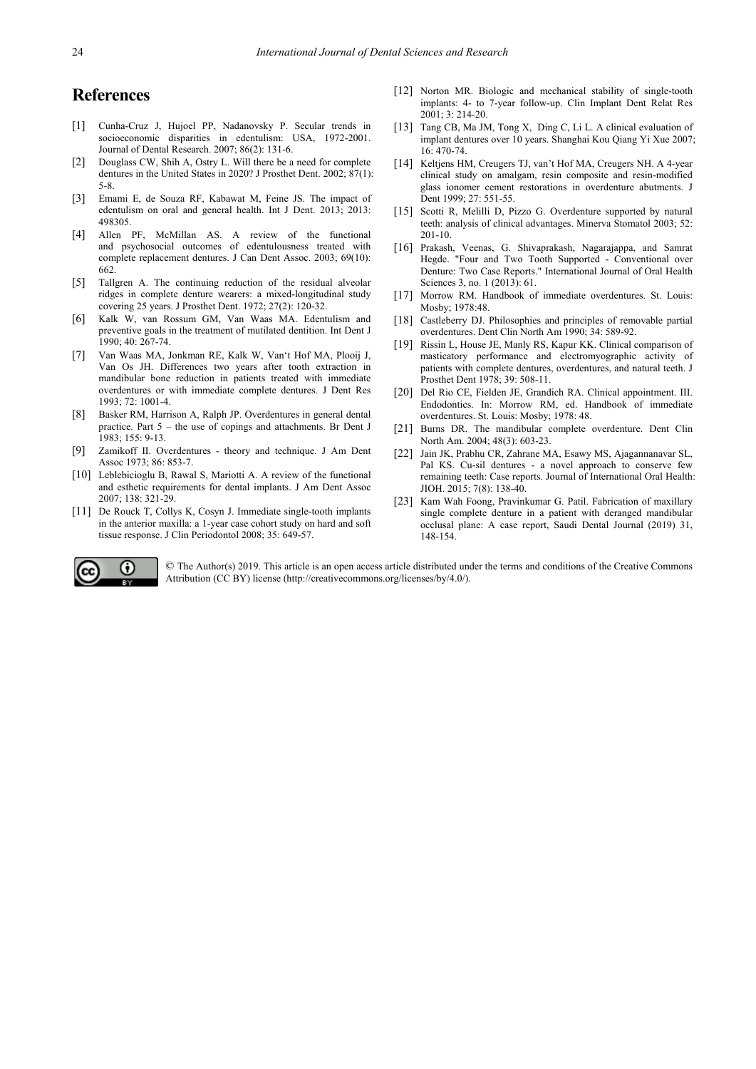# References

[1] Cunha-Cruz J, Hujoel PP, Nadanovsky P. Secular trends in socioeconomic disparities in edentulism: USA, 1972-2001. Journal of Dental Research. 2007; 86(2): 131-6.

[2] Douglass CW, Shih A, Ostry L. Will there be a need for complete dentures in the United States in 2020? J Prosthet Dent. 2002; 87(1): 5-8.

[3] Emami E, de Souza RF, Kabawat M, Feine JS. The impact of edentulism on oral and general health. Int J Dent. 2013; 2013: 498305.

[4] Allen PF, McMillan AS. A review of the functional and psychosocial outcomes of edentulousness treated with complete replacement dentures. J Can Dent Assoc. 2003; 69(10): 662.

[5] Tallgren A. The continuing reduction of the residual alveolar ridges in complete denture wearers: a mixed-longitudinal study covering 25 years. J Prosthet Dent. 1972; 27(2): 120-32.

[6] Kalk W, van Rossum GM, Van Waas MA. Edentulism and preventive goals in the treatment of mutilated dentition. Int Dent J 1990; 40: 267-74.

[7] Van Waas MA, Jonkman RE, Kalk W, Van't Hof MA, Plooij J, Van Os JH. Differences two years after tooth extraction in mandibular bone reduction in patients treated with immediate overdentures or with immediate complete dentures. J Dent Res 1993; 72: 1001-4.

[8] Basker RM, Harrison A, Ralph JP. Overdentures in general dental practice. Part 5 – the use of copings and attachments. Br Dent J 1983; 155: 9-13.

[9] Zamikoff II. Overdentures - theory and technique. J Am Dent Assoc 1973; 86: 853-7.

[10] Leblebicioglu B, Rawal S, Mariotti A. A review of the functional and esthetic requirements for dental implants. J Am Dent Assoc 2007; 138: 321-29.

[11] De Rouck T, Collys K, Cosyn J. Immediate single-tooth implants in the anterior maxilla: a 1-year case cohort study on hard and soft tissue response. J Clin Periodontol 2008; 35: 649-57.

[12] Norton MR. Biologic and mechanical stability of single-tooth implants: 4- to 7-year follow-up. Clin Implant Dent Relat Res 2001; 3: 214-20.

[13] Tang CB, Ma JM, Tong X, Ding C, Li L. A clinical evaluation of implant dentures over 10 years. Shanghai Kou Qiang Yi Xue 2007; 16: 470-74.

[14] Keltjens HM, Creugers TJ, van't Hof MA, Creugers NH. A 4-year clinical study on amalgam, resin composite and resin-modified glass ionomer cement restorations in overdenture abutments. J Dent 1999; 27: 551-55.

[15] Scotti R, Melilli D, Pizzo G. Overdenture supported by natural teeth: analysis of clinical advantages. Minerva Stomatol 2003; 52: 201-10.

[16] Prakash, Veenas, G. Shivaprakash, Nagarajappa, and Samrat Hegde. "Four and Two Tooth Supported - Conventional over Denture: Two Case Reports." International Journal of Oral Health Sciences 3, no. 1 (2013): 61.

[17] Morrow RM. Handbook of immediate overdentures. St. Louis: Mosby; 1978:48.

[18] Castleberry DJ. Philosophies and principles of removable partial overdentures. Dent Clin North Am 1990; 34: 589-92.

[19] Rissin L, House JE, Manly RS, Kapur KK. Clinical comparison of masticatory performance and electromyographic activity of patients with complete dentures, overdentures, and natural teeth. J Prosthet Dent 1978; 39: 508-11.

[20] Del Rio CE, Fielden JE, Grandich RA. Clinical appointment. III. Endodontics. In: Morrow RM, ed. Handbook of immediate overdentures. St. Louis: Mosby; 1978: 48.

[21] Burns DR. The mandibular complete overdenture. Dent Clin North Am. 2004; 48(3): 603-23.

[22] Jain JK, Prabhu CR, Zahrane MA, Esawy MS, Ajagannanavar SL, Pal KS. Cu-sil dentures - a novel approach to conserve few remaining teeth: Case reports. Journal of International Oral Health: JIOH. 2015; 7(8): 138-40.

[23] Kam Wah Foong, Pravinkumar G. Patil. Fabrication of maxillary single complete denture in a patient with deranged mandibular occlusal plane: A case report, Saudi Dental Journal (2019) 31, 148-154.

© The Author(s) 2019. This article is an open access article distributed under the terms and conditions of the Creative Commons Attribution (CC BY) license (http://creativecommons.org/licenses/by/4.0/).